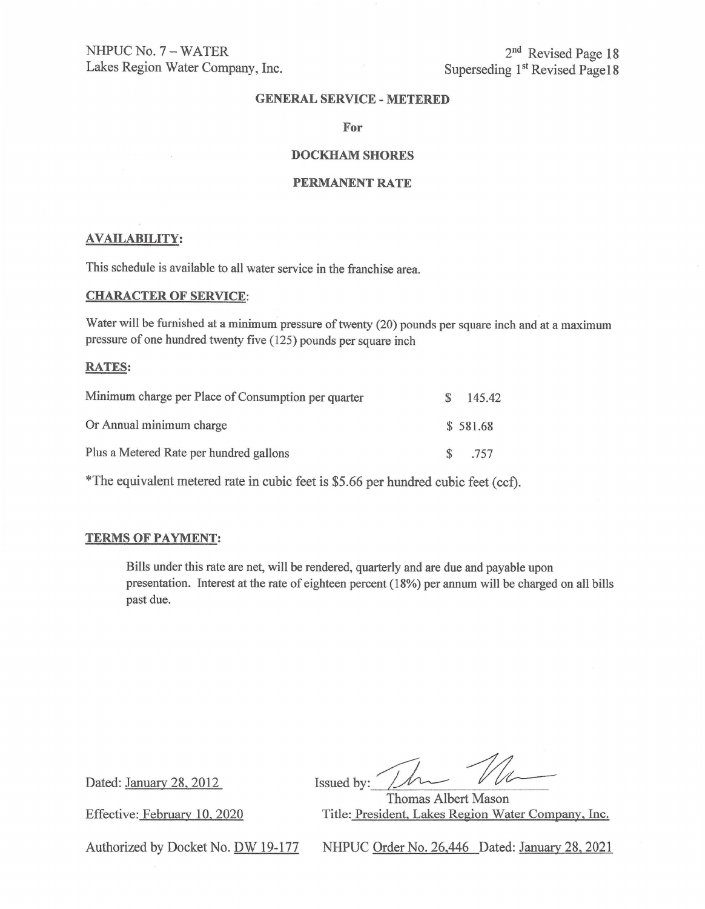NHPUC No. 7 – WATER
Lakes Region Water Company, Inc.

2nd Revised Page 18
Superseding 1st Revised Page18

## GENERAL SERVICE - METERED

**For**

## DOCKHAM SHORES

## PERMANENT RATE

**AVAILABILITY:**

This schedule is available to all water service in the franchise area.

**CHARACTER OF SERVICE:**

Water will be furnished at a minimum pressure of twenty (20) pounds per square inch and at a maximum pressure of one hundred twenty five (125) pounds per square inch

**RATES:**

| | |
|---|---|
| Minimum charge per Place of Consumption per quarter | $ 145.42 |
| Or Annual minimum charge | $ 581.68 |
| Plus a Metered Rate per hundred gallons | $ .757 |

*The equivalent metered rate in cubic feet is $5.66 per hundred cubic feet (ccf).

**TERMS OF PAYMENT:**

Bills under this rate are net, will be rendered, quarterly and are due and payable upon presentation. Interest at the rate of eighteen percent (18%) per annum will be charged on all bills past due.

Dated: January 28, 2012

Issued by: Thomas Albert Mason

Effective: February 10, 2020

Title: President, Lakes Region Water Company, Inc.

Authorized by Docket No. DW 19-177

NHPUC Order No. 26,446 Dated: January 28, 2021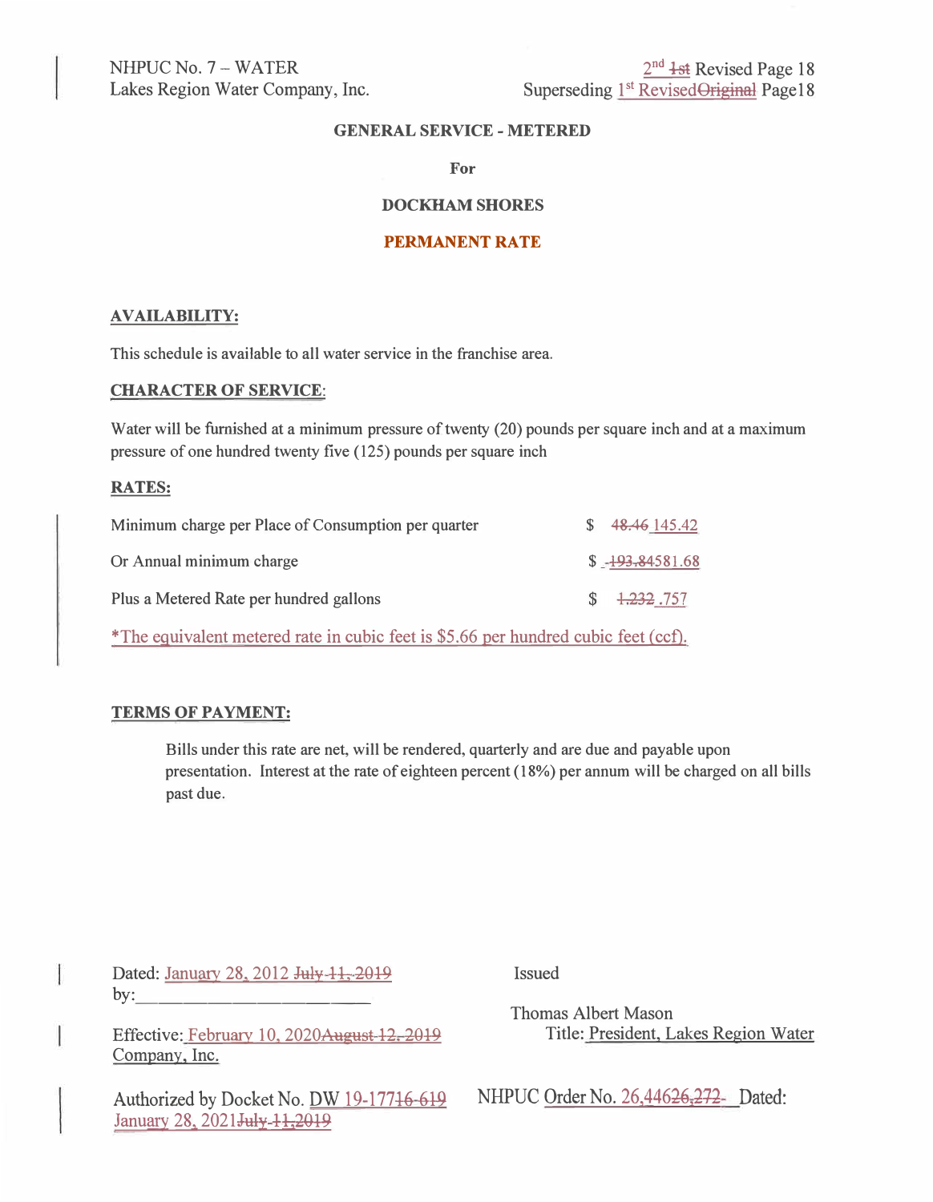NHPUC No. 7 – WATER
Lakes Region Water Company, Inc.

2nd ~~1st~~ Revised Page 18
Superseding 1st Revised~~Original~~ Page18

**GENERAL SERVICE - METERED**

**For**

**DOCKHAM SHORES**

**PERMANENT RATE**

**AVAILABILITY:**

This schedule is available to all water service in the franchise area.

**CHARACTER OF SERVICE:**

Water will be furnished at a minimum pressure of twenty (20) pounds per square inch and at a maximum pressure of one hundred twenty five (125) pounds per square inch

**RATES:**

| | |
|---|---|
| Minimum charge per Place of Consumption per quarter | $ ~~48.46~~ 145.42 |
| Or Annual minimum charge | $ ~~193.84~~581.68 |
| Plus a Metered Rate per hundred gallons | $ ~~1.232~~ .757 |

*The equivalent metered rate in cubic feet is $5.66 per hundred cubic feet (ccf).

**TERMS OF PAYMENT:**

Bills under this rate are net, will be rendered, quarterly and are due and payable upon presentation. Interest at the rate of eighteen percent (18%) per annum will be charged on all bills past due.

Dated: January 28, 2012 ~~July 11, 2019~~
by:______________________

Issued

Thomas Albert Mason
Title: President, Lakes Region Water Company, Inc.

Effective: February 10, 2020~~August 12, 2019~~

Authorized by Docket No. DW 19-177~~16-619~~ NHPUC Order No. 26,446~~26,272~~ Dated: January 28, 2021~~July 11, 2019~~